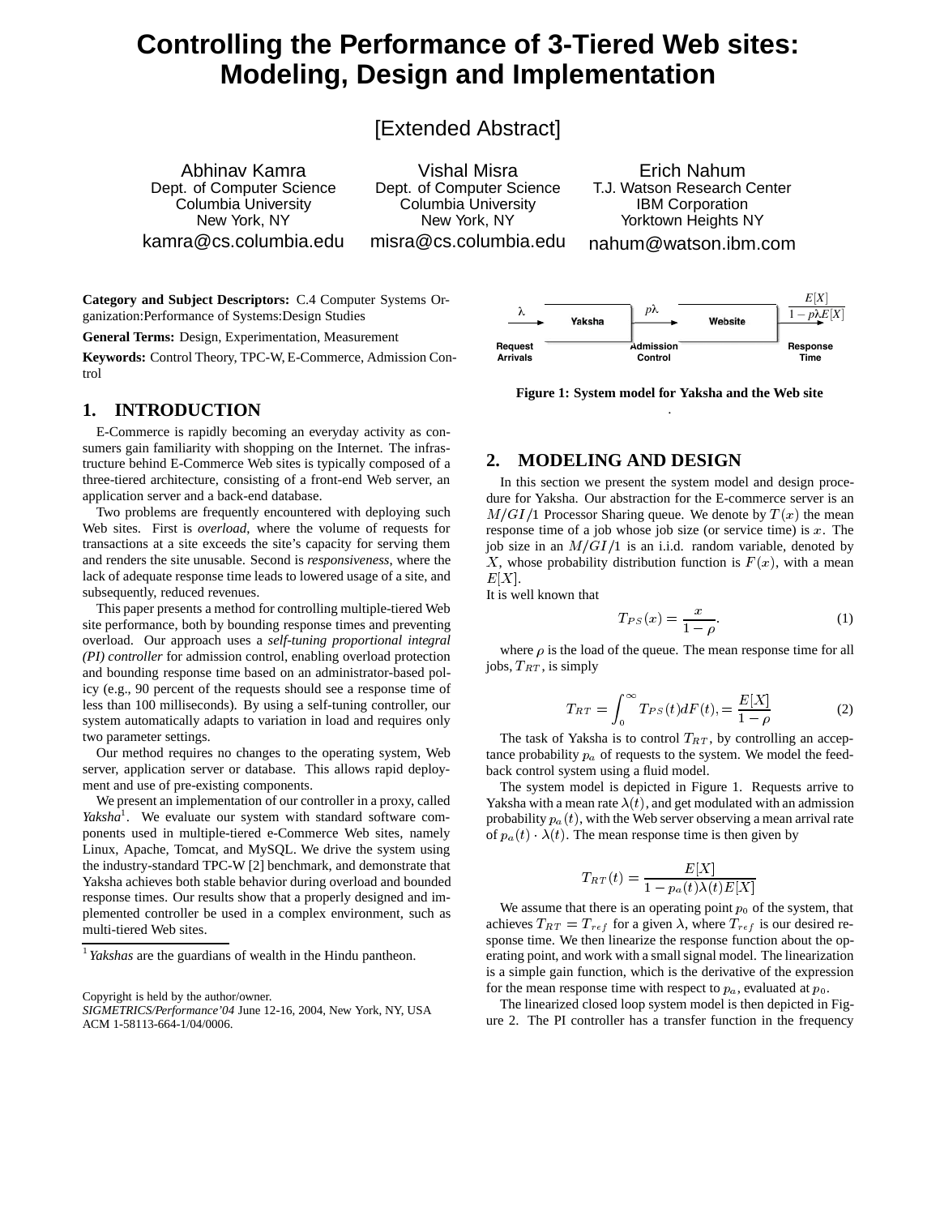# Controlling the Performance of 3-Tiered Web sites: Modeling, Design and Implementation

[Extended Abstract]

Abhinav Kamra
Dept. of Computer Science
Columbia University
New York, NY
kamra@cs.columbia.edu

Vishal Misra
Dept. of Computer Science
Columbia University
New York, NY
misra@cs.columbia.edu

Erich Nahum
T.J. Watson Research Center
IBM Corporation
Yorktown Heights NY
nahum@watson.ibm.com

**Category and Subject Descriptors:** C.4 Computer Systems Organization:Performance of Systems:Design Studies

**General Terms:** Design, Experimentation, Measurement

**Keywords:** Control Theory, TPC-W, E-Commerce, Admission Control

## 1. INTRODUCTION

E-Commerce is rapidly becoming an everyday activity as consumers gain familiarity with shopping on the Internet. The infrastructure behind E-Commerce Web sites is typically composed of a three-tiered architecture, consisting of a front-end Web server, an application server and a back-end database.

Two problems are frequently encountered with deploying such Web sites. First is *overload*, where the volume of requests for transactions at a site exceeds the site's capacity for serving them and renders the site unusable. Second is *responsiveness*, where the lack of adequate response time leads to lowered usage of a site, and subsequently, reduced revenues.

This paper presents a method for controlling multiple-tiered Web site performance, both by bounding response times and preventing overload. Our approach uses a *self-tuning proportional integral (PI) controller* for admission control, enabling overload protection and bounding response time based on an administrator-based policy (e.g., 90 percent of the requests should see a response time of less than 100 milliseconds). By using a self-tuning controller, our system automatically adapts to variation in load and requires only two parameter settings.

Our method requires no changes to the operating system, Web server, application server or database. This allows rapid deployment and use of pre-existing components.

We present an implementation of our controller in a proxy, called *Yaksha*[1]. We evaluate our system with standard software components used in multiple-tiered e-Commerce Web sites, namely Linux, Apache, Tomcat, and MySQL. We drive the system using the industry-standard TPC-W [2] benchmark, and demonstrate that Yaksha achieves both stable behavior during overload and bounded response times. Our results show that a properly designed and implemented controller be used in a complex environment, such as multi-tiered Web sites.

[1] *Yakshas* are the guardians of wealth in the Hindu pantheon.

Copyright is held by the author/owner.
*SIGMETRICS/Performance'04* June 12-16, 2004, New York, NY, USA
ACM 1-58113-664-1/04/0006.

**Figure 1: System model for Yaksha and the Web site**

## 2. MODELING AND DESIGN

In this section we present the system model and design procedure for Yaksha. Our abstraction for the E-commerce server is an $M/GI/1$ Processor Sharing queue. We denote by $T(x)$ the mean response time of a job whose job size (or service time) is $x$. The job size in an $M/GI/1$ is an i.i.d. random variable, denoted by $X$, whose probability distribution function is $F(x)$, with a mean $E[X]$.
It is well known that

$$T_{PS}(x) = \frac{x}{1-\rho}. \tag{1}$$

where $\rho$ is the load of the queue. The mean response time for all jobs, $T_{RT}$, is simply

$$T_{RT} = \int_0^\infty T_{PS}(t)dF(t), = \frac{E[X]}{1-\rho} \tag{2}$$

The task of Yaksha is to control $T_{RT}$, by controlling an acceptance probability $p_a$ of requests to the system. We model the feedback control system using a fluid model.

The system model is depicted in Figure 1. Requests arrive to Yaksha with a mean rate $\lambda(t)$, and get modulated with an admission probability $p_a(t)$, with the Web server observing a mean arrival rate of $p_a(t) \cdot \lambda(t)$. The mean response time is then given by

$$T_{RT}(t) = \frac{E[X]}{1 - p_a(t)\lambda(t)E[X]}$$

We assume that there is an operating point $p_0$ of the system, that achieves $T_{RT} = T_{ref}$ for a given $\lambda$, where $T_{ref}$ is our desired response time. We then linearize the response function about the operating point, and work with a small signal model. The linearization is a simple gain function, which is the derivative of the expression for the mean response time with respect to $p_a$, evaluated at $p_0$.

The linearized closed loop system model is then depicted in Figure 2. The PI controller has a transfer function in the frequency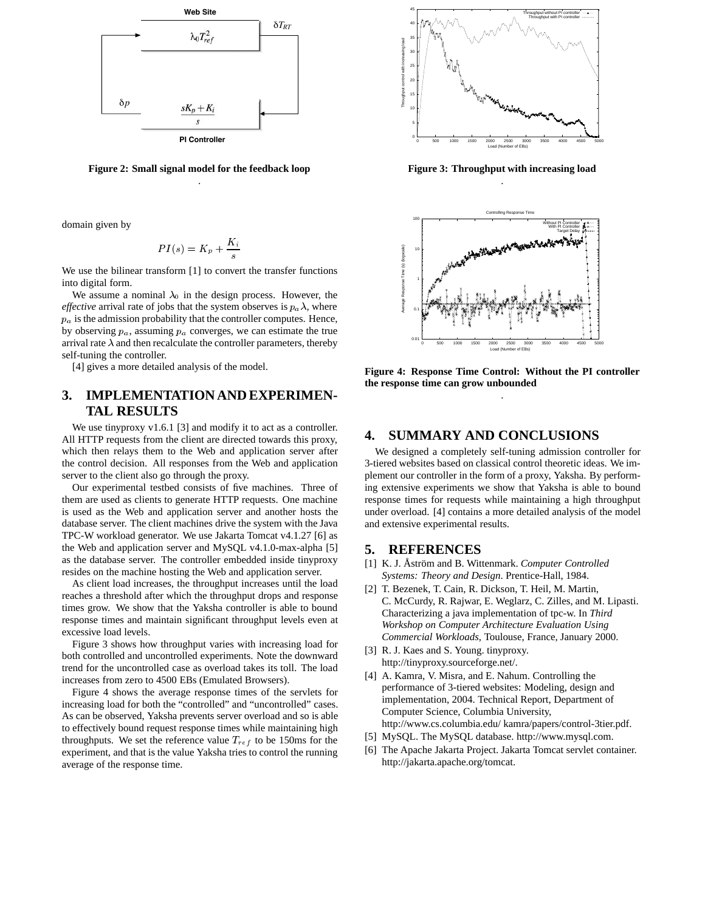Web Site

$\lambda_0 T_{ref}^2$

$\delta T_{RT}$

$\delta p$

$\frac{sK_p + K_i}{s}$

PI Controller

**Figure 2: Small signal model for the feedback loop**

domain given by

$$PI(s) = K_p + \frac{K_i}{s}$$

We use the bilinear transform [1] to convert the transfer functions into digital form.

We assume a nominal $\lambda_0$ in the design process. However, the *effective* arrival rate of jobs that the system observes is $p_a\lambda$, where $p_a$ is the admission probability that the controller computes. Hence, by observing $p_a$, assuming $p_a$ converges, we can estimate the true arrival rate $\lambda$ and then recalculate the controller parameters, thereby self-tuning the controller.

[4] gives a more detailed analysis of the model.

# 3. IMPLEMENTATION AND EXPERIMENTAL RESULTS

We use tinyproxy v1.6.1 [3] and modify it to act as a controller. All HTTP requests from the client are directed towards this proxy, which then relays them to the Web and application server after the control decision. All responses from the Web and application server to the client also go through the proxy.

Our experimental testbed consists of five machines. Three of them are used as clients to generate HTTP requests. One machine is used as the Web and application server and another hosts the database server. The client machines drive the system with the Java TPC-W workload generator. We use Jakarta Tomcat v4.1.27 [6] as the Web and application server and MySQL v4.1.0-max-alpha [5] as the database server. The controller embedded inside tinyproxy resides on the machine hosting the Web and application server.

As client load increases, the throughput increases until the load reaches a threshold after which the throughput drops and response times grow. We show that the Yaksha controller is able to bound response times and maintain significant throughput levels even at excessive load levels.

Figure 3 shows how throughput varies with increasing load for both controlled and uncontrolled experiments. Note the downward trend for the uncontrolled case as overload takes its toll. The load increases from zero to 4500 EBs (Emulated Browsers).

Figure 4 shows the average response times of the servlets for increasing load for both the "controlled" and "uncontrolled" cases. As can be observed, Yaksha prevents server overload and so is able to effectively bound request response times while maintaining high throughputs. We set the reference value $T_{ref}$ to be 150ms for the experiment, and that is the value Yaksha tries to control the running average of the response time.

Throughput without PI controller
Throughput with PI controller
Throughput control with increasing load
Load (Number of EBs)
0 5 10 15 20 25 30 35 40 45
0 500 1000 1500 2000 2500 3000 3500 4000 4500 5000

**Figure 3: Throughput with increasing load**

Controlling Response Time
Without PI Controller
With PI Controller
Target Delay
Average Response Time (s) (logscale)
Load (Number of EBs)
0.01 0.1 1 10 100
0 500 1000 1500 2000 2500 3000 3500 4000 4500 5000

**Figure 4: Response Time Control: Without the PI controller the response time can grow unbounded**

# 4. SUMMARY AND CONCLUSIONS

We designed a completely self-tuning admission controller for 3-tiered websites based on classical control theoretic ideas. We implement our controller in the form of a proxy, Yaksha. By performing extensive experiments we show that Yaksha is able to bound response times for requests while maintaining a high throughput under overload. [4] contains a more detailed analysis of the model and extensive experimental results.

# 5. REFERENCES

[1] K. J. Åström and B. Wittenmark. *Computer Controlled Systems: Theory and Design*. Prentice-Hall, 1984.

[2] T. Bezenek, T. Cain, R. Dickson, T. Heil, M. Martin, C. McCurdy, R. Rajwar, E. Weglarz, C. Zilles, and M. Lipasti. Characterizing a java implementation of tpc-w. In *Third Workshop on Computer Architecture Evaluation Using Commercial Workloads*, Toulouse, France, January 2000.

[3] R. J. Kaes and S. Young. tinyproxy. http://tinyproxy.sourceforge.net/.

[4] A. Kamra, V. Misra, and E. Nahum. Controlling the performance of 3-tiered websites: Modeling, design and implementation, 2004. Technical Report, Department of Computer Science, Columbia University, http://www.cs.columbia.edu/ kamra/papers/control-3tier.pdf.

[5] MySQL. The MySQL database. http://www.mysql.com.

[6] The Apache Jakarta Project. Jakarta Tomcat servlet container. http://jakarta.apache.org/tomcat.